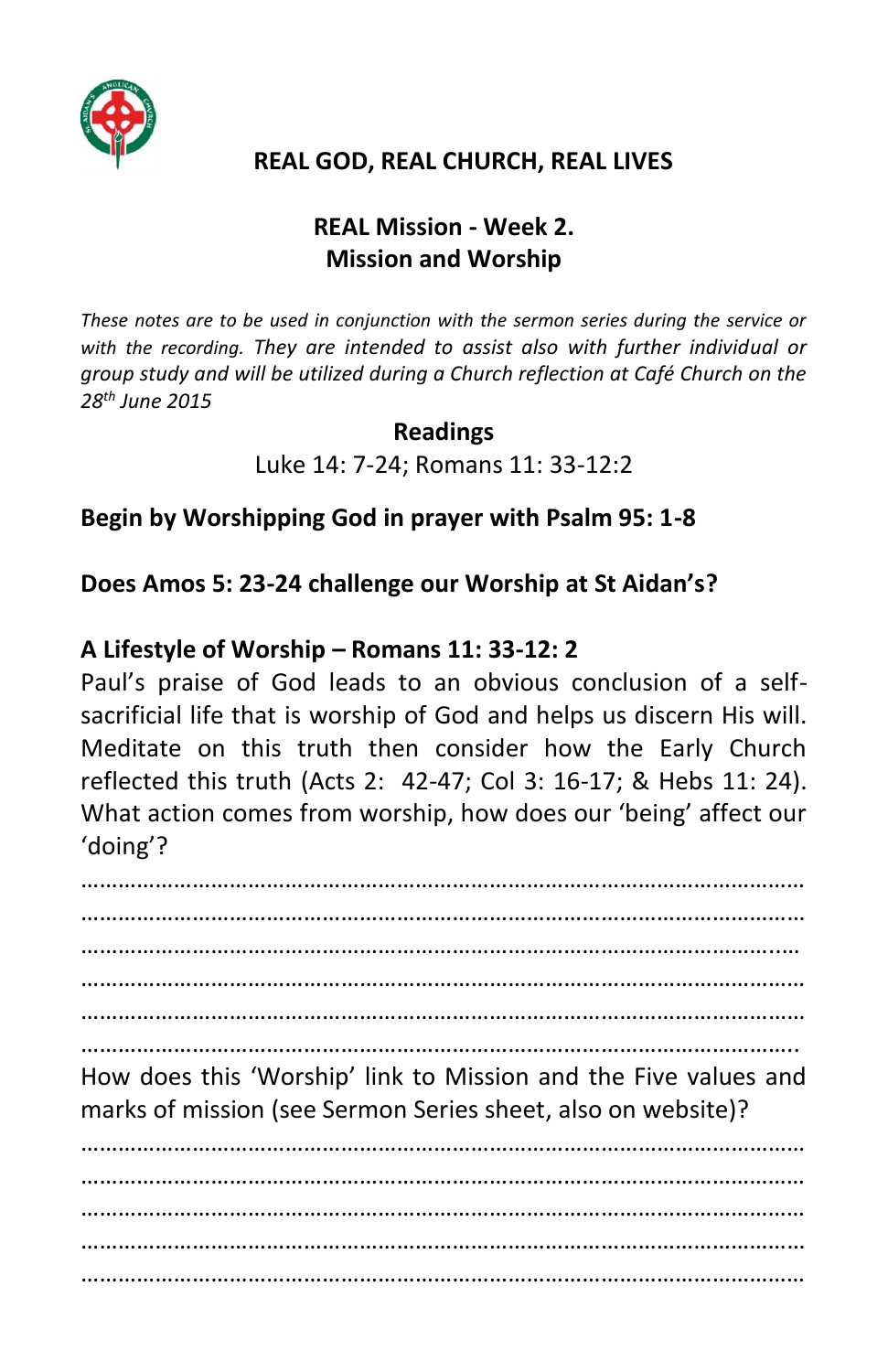# REAL GOD, REAL CHURCH, REAL LIVES

## REAL Mission - Week 2.
## Mission and Worship

*These notes are to be used in conjunction with the sermon series during the service or with the recording. They are intended to assist also with further individual or group study and will be utilized during a Church reflection at Café Church on the 28th June 2015*

**Readings**

Luke 14: 7-24; Romans 11: 33-12:2

**Begin by Worshipping God in prayer with Psalm 95: 1-8**

**Does Amos 5: 23-24 challenge our Worship at St Aidan's?**

**A Lifestyle of Worship – Romans 11: 33-12: 2**

Paul's praise of God leads to an obvious conclusion of a self-sacrificial life that is worship of God and helps us discern His will. Meditate on this truth then consider how the Early Church reflected this truth (Acts 2: 42-47; Col 3: 16-17; & Hebs 11: 24). What action comes from worship, how does our 'being' affect our 'doing'?

……………………………………………………………………………………………………

……………………………………………………………………………………………………

……………………………………………………………………………………………………

……………………………………………………………………………………………………

……………………………………………………………………………………………………

……………………………………………………………………………………………………

How does this 'Worship' link to Mission and the Five values and marks of mission (see Sermon Series sheet, also on website)?

……………………………………………………………………………………………………

……………………………………………………………………………………………………

……………………………………………………………………………………………………

……………………………………………………………………………………………………

……………………………………………………………………………………………………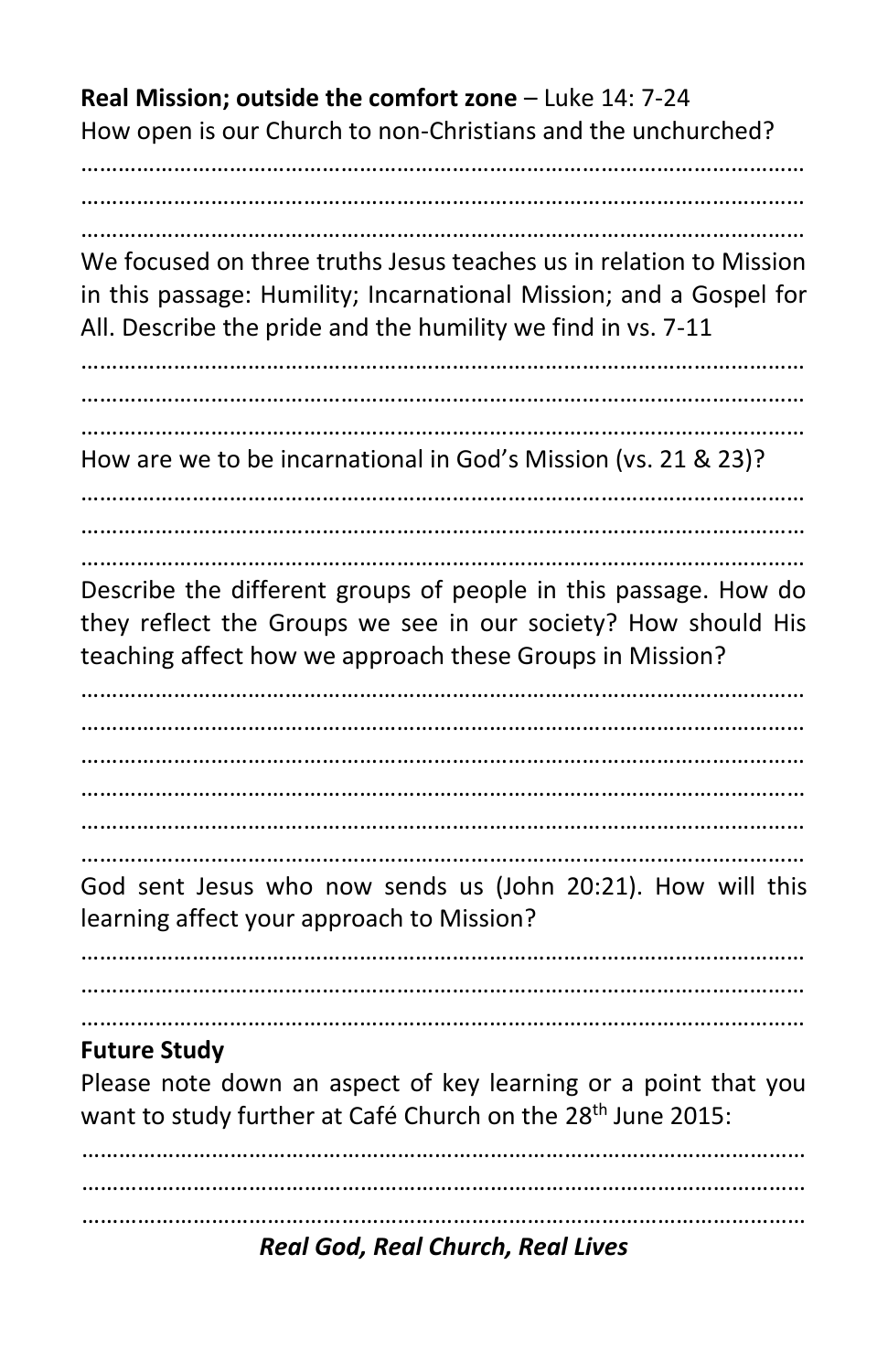**Real Mission; outside the comfort zone** – Luke 14: 7-24

How open is our Church to non-Christians and the unchurched?

…………………………………………………………………………………………………
…………………………………………………………………………………………………
…………………………………………………………………………………………………

We focused on three truths Jesus teaches us in relation to Mission in this passage: Humility; Incarnational Mission; and a Gospel for All. Describe the pride and the humility we find in vs. 7-11

…………………………………………………………………………………………………
…………………………………………………………………………………………………
…………………………………………………………………………………………………

How are we to be incarnational in God's Mission (vs. 21 & 23)?

…………………………………………………………………………………………………
…………………………………………………………………………………………………
…………………………………………………………………………………………………

Describe the different groups of people in this passage. How do they reflect the Groups we see in our society? How should His teaching affect how we approach these Groups in Mission?

…………………………………………………………………………………………………
…………………………………………………………………………………………………
…………………………………………………………………………………………………
…………………………………………………………………………………………………
…………………………………………………………………………………………………
…………………………………………………………………………………………………

God sent Jesus who now sends us (John 20:21). How will this learning affect your approach to Mission?

…………………………………………………………………………………………………
…………………………………………………………………………………………………
…………………………………………………………………………………………………

**Future Study**

Please note down an aspect of key learning or a point that you want to study further at Café Church on the 28th June 2015:

…………………………………………………………………………………………………
…………………………………………………………………………………………………
…………………………………………………………………………………………………

***Real God, Real Church, Real Lives***